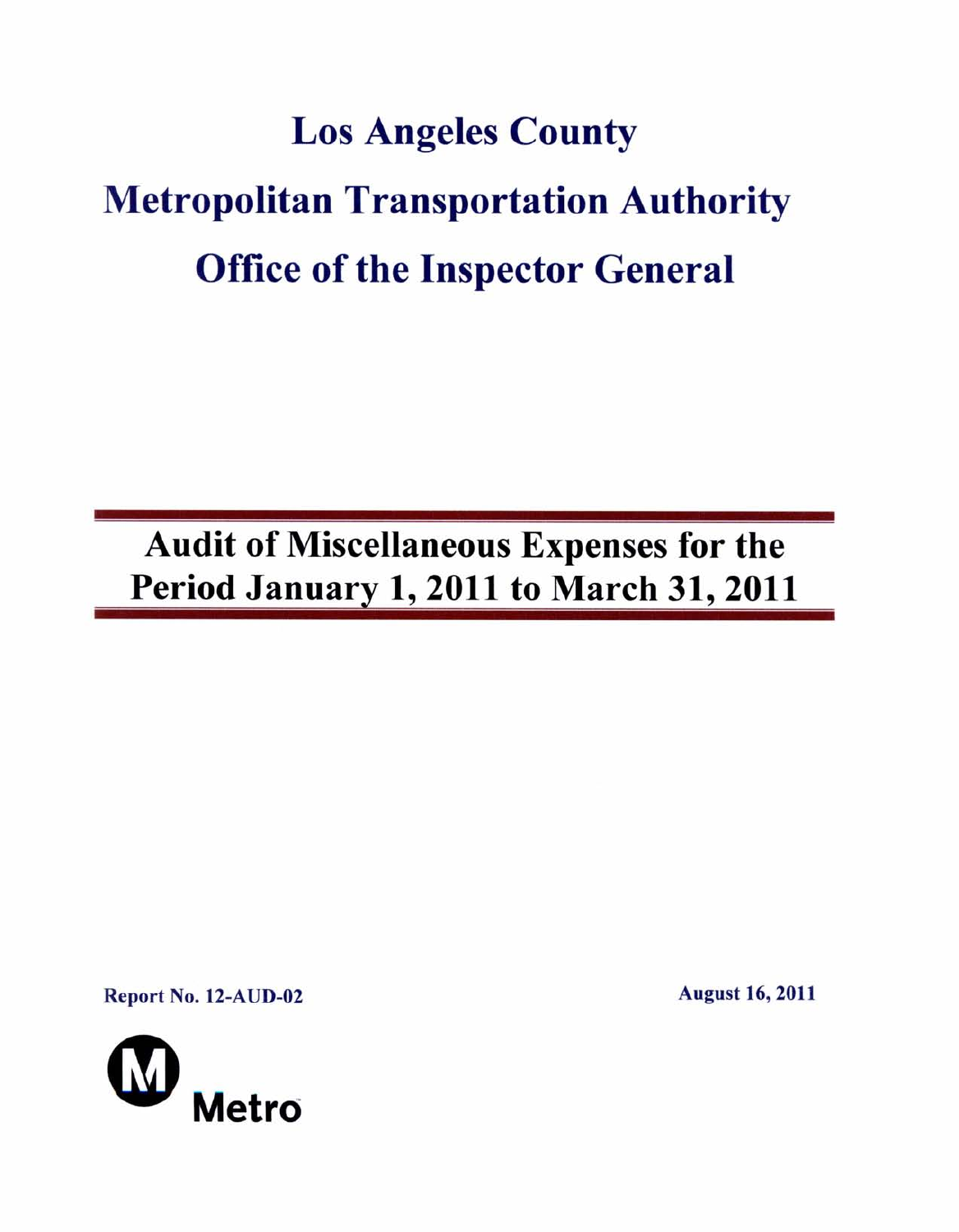# Los Angeles County

# Metropolitan Transportation Authority

# Office of the Inspector General

## Audit of Miscellaneous Expenses for the Period January 1, 2011 to March 31, 2011

**Report No. 12-AUD-02**

**August 16, 2011**

Metro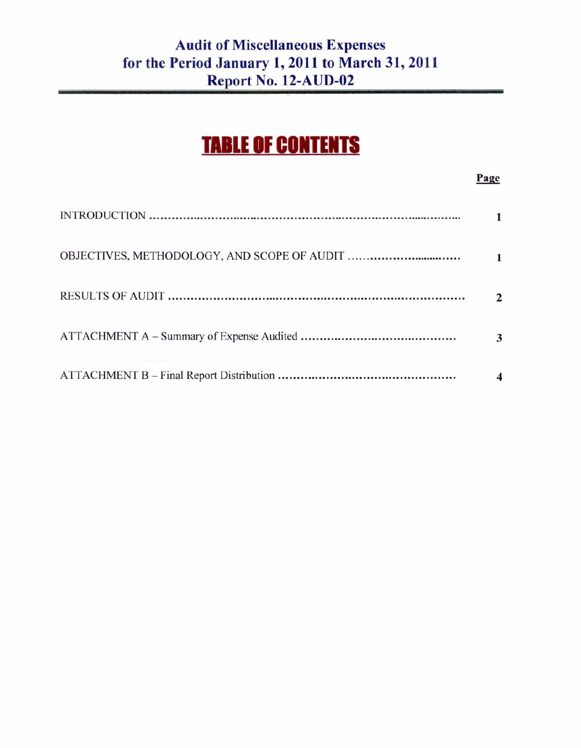# Audit of Miscellaneous Expenses for the Period January 1, 2011 to March 31, 2011 Report No. 12-AUD-02

## TABLE OF CONTENTS

| | Page |
|---|---|
| INTRODUCTION | 1 |
| OBJECTIVES, METHODOLOGY, AND SCOPE OF AUDIT | 1 |
| RESULTS OF AUDIT | 2 |
| ATTACHMENT A – Summary of Expense Audited | 3 |
| ATTACHMENT B – Final Report Distribution | 4 |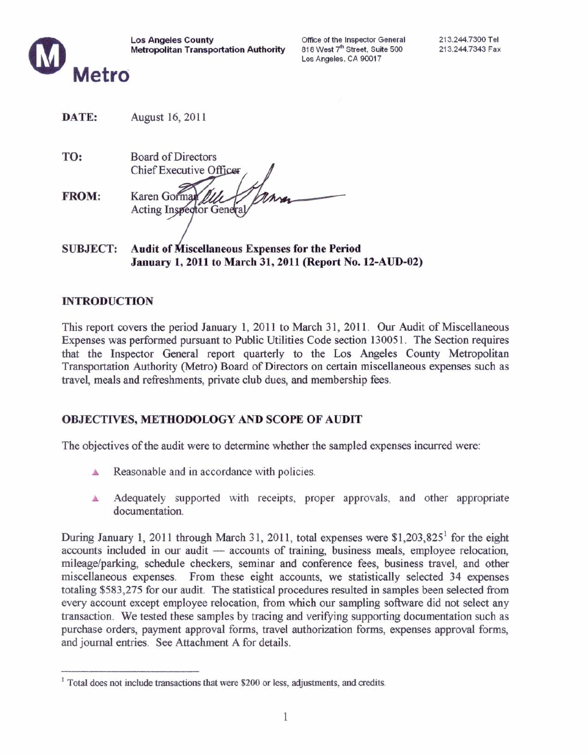**Los Angeles County**
**Metropolitan Transportation Authority**

Metro

Office of the Inspector General
818 West 7th Street, Suite 500
Los Angeles, CA 90017

213.244.7300 Tel
213.244.7343 Fax

**DATE:** August 16, 2011

**TO:** Board of Directors
Chief Executive Officer

**FROM:** Karen Gorman
Acting Inspector General

**SUBJECT: Audit of Miscellaneous Expenses for the Period January 1, 2011 to March 31, 2011 (Report No. 12-AUD-02)**

## INTRODUCTION

This report covers the period January 1, 2011 to March 31, 2011. Our Audit of Miscellaneous Expenses was performed pursuant to Public Utilities Code section 130051. The Section requires that the Inspector General report quarterly to the Los Angeles County Metropolitan Transportation Authority (Metro) Board of Directors on certain miscellaneous expenses such as travel, meals and refreshments, private club dues, and membership fees.

## OBJECTIVES, METHODOLOGY AND SCOPE OF AUDIT

The objectives of the audit were to determine whether the sampled expenses incurred were:

- Reasonable and in accordance with policies.
- Adequately supported with receipts, proper approvals, and other appropriate documentation.

During January 1, 2011 through March 31, 2011, total expenses were $1,203,825[1] for the eight accounts included in our audit — accounts of training, business meals, employee relocation, mileage/parking, schedule checkers, seminar and conference fees, business travel, and other miscellaneous expenses. From these eight accounts, we statistically selected 34 expenses totaling $583,275 for our audit. The statistical procedures resulted in samples been selected from every account except employee relocation, from which our sampling software did not select any transaction. We tested these samples by tracing and verifying supporting documentation such as purchase orders, payment approval forms, travel authorization forms, expenses approval forms, and journal entries. See Attachment A for details.

[1] Total does not include transactions that were $200 or less, adjustments, and credits.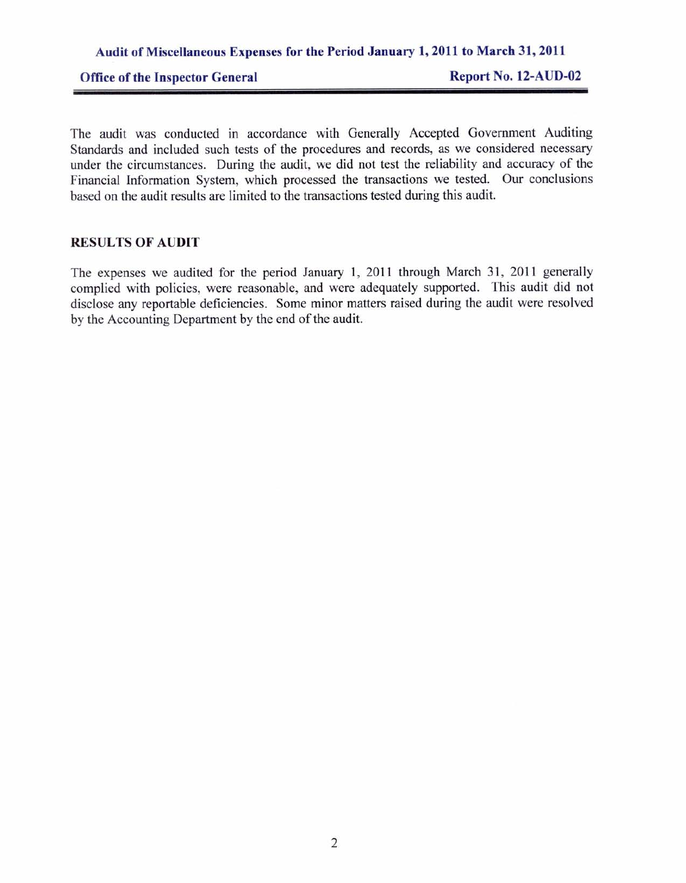The audit was conducted in accordance with Generally Accepted Government Auditing Standards and included such tests of the procedures and records, as we considered necessary under the circumstances. During the audit, we did not test the reliability and accuracy of the Financial Information System, which processed the transactions we tested. Our conclusions based on the audit results are limited to the transactions tested during this audit.

## RESULTS OF AUDIT

The expenses we audited for the period January 1, 2011 through March 31, 2011 generally complied with policies, were reasonable, and were adequately supported. This audit did not disclose any reportable deficiencies. Some minor matters raised during the audit were resolved by the Accounting Department by the end of the audit.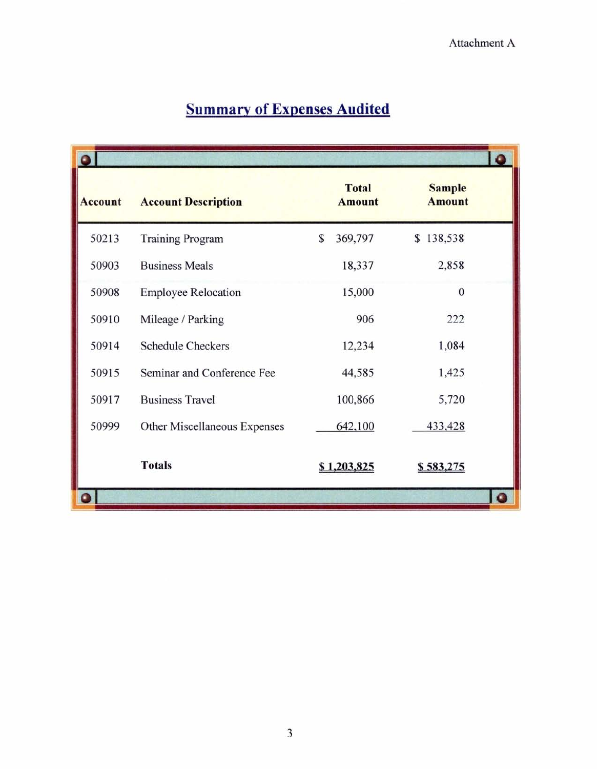Attachment A

## Summary of Expenses Audited

| Account | Account Description | Total Amount | Sample Amount |
|---|---|---|---|
| 50213 | Training Program | $ 369,797 | $ 138,538 |
| 50903 | Business Meals | 18,337 | 2,858 |
| 50908 | Employee Relocation | 15,000 | 0 |
| 50910 | Mileage / Parking | 906 | 222 |
| 50914 | Schedule Checkers | 12,234 | 1,084 |
| 50915 | Seminar and Conference Fee | 44,585 | 1,425 |
| 50917 | Business Travel | 100,866 | 5,720 |
| 50999 | Other Miscellaneous Expenses | 642,100 | 433,428 |
| | **Totals** | **$ 1,203,825** | **$ 583,275** |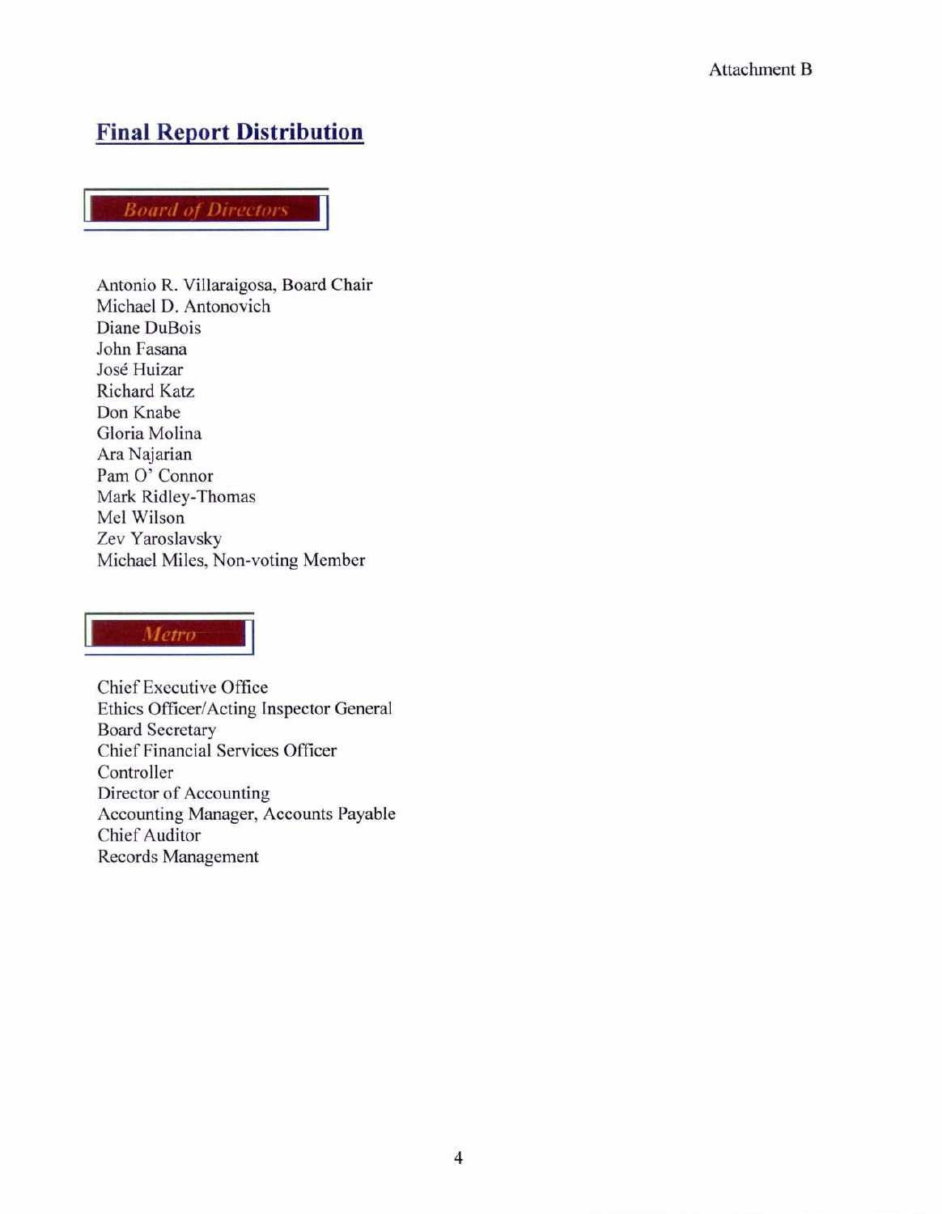Attachment B

# Final Report Distribution

## *Board of Directors*

Antonio R. Villaraigosa, Board Chair
Michael D. Antonovich
Diane DuBois
John Fasana
José Huizar
Richard Katz
Don Knabe
Gloria Molina
Ara Najarian
Pam O' Connor
Mark Ridley-Thomas
Mel Wilson
Zev Yaroslavsky
Michael Miles, Non-voting Member

## *Metro*

Chief Executive Office
Ethics Officer/Acting Inspector General
Board Secretary
Chief Financial Services Officer
Controller
Director of Accounting
Accounting Manager, Accounts Payable
Chief Auditor
Records Management